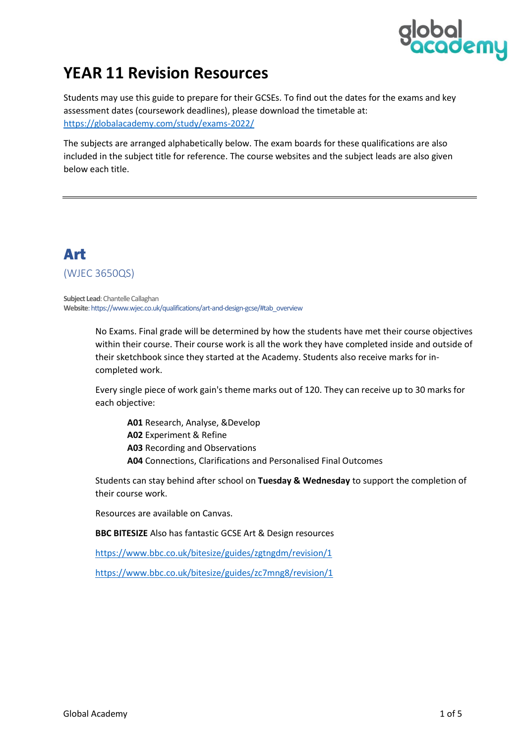# YEAR 11 Revision Resources

Students may use this guide to prepare for their GCSEs. To find out the dates for the exams and key assessment dates (coursework deadlines), please download the timetable at: https://globalacademy.com/study/exams-2022/

The subjects are arranged alphabetically below. The exam boards for these qualifications are also included in the subject title for reference. The course websites and the subject leads are also given below each title.

---

## Art

(WJEC 3650QS)

**Subject Lead**: Chantelle Callaghan
**Website**: https://www.wjec.co.uk/qualifications/art-and-design-gcse/#tab_overview

No Exams. Final grade will be determined by how the students have met their course objectives within their course. Their course work is all the work they have completed inside and outside of their sketchbook since they started at the Academy. Students also receive marks for in-completed work.

Every single piece of work gain's theme marks out of 120. They can receive up to 30 marks for each objective:

**A01** Research, Analyse, &Develop
**A02** Experiment & Refine
**A03** Recording and Observations
**A04** Connections, Clarifications and Personalised Final Outcomes

Students can stay behind after school on **Tuesday & Wednesday** to support the completion of their course work.

Resources are available on Canvas.

**BBC BITESIZE** Also has fantastic GCSE Art & Design resources

https://www.bbc.co.uk/bitesize/guides/zgtngdm/revision/1

https://www.bbc.co.uk/bitesize/guides/zc7mng8/revision/1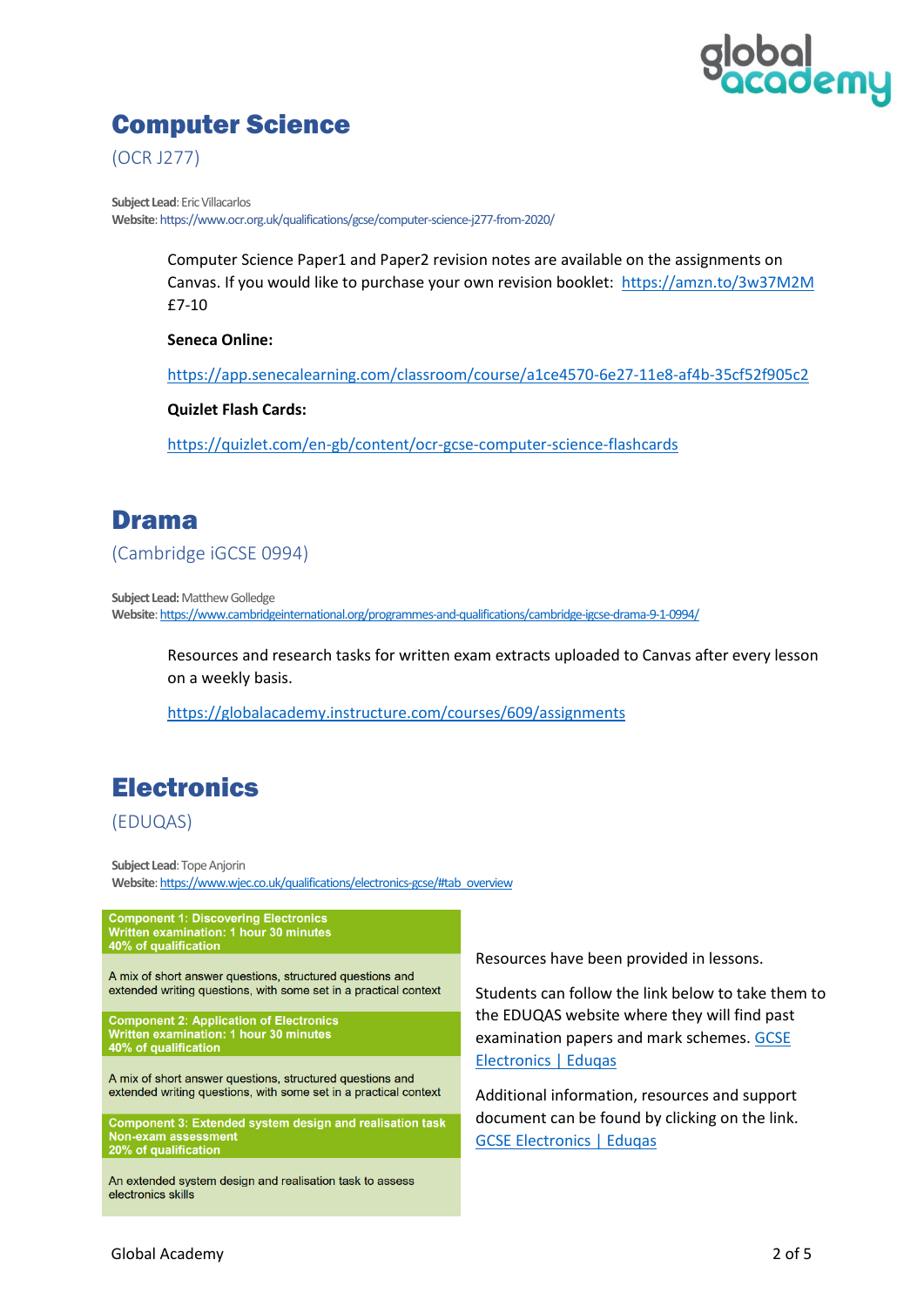## Computer Science

(OCR J277)

**Subject Lead**: Eric Villacarlos
**Website**: https://www.ocr.org.uk/qualifications/gcse/computer-science-j277-from-2020/

Computer Science Paper1 and Paper2 revision notes are available on the assignments on Canvas. If you would like to purchase your own revision booklet: https://amzn.to/3w37M2M £7-10

**Seneca Online:**

https://app.senecalearning.com/classroom/course/a1ce4570-6e27-11e8-af4b-35cf52f905c2

**Quizlet Flash Cards:**

https://quizlet.com/en-gb/content/ocr-gcse-computer-science-flashcards

## Drama

(Cambridge iGCSE 0994)

**Subject Lead:** Matthew Golledge
**Website**: https://www.cambridgeinternational.org/programmes-and-qualifications/cambridge-igcse-drama-9-1-0994/

Resources and research tasks for written exam extracts uploaded to Canvas after every lesson on a weekly basis.

https://globalacademy.instructure.com/courses/609/assignments

## Electronics

(EDUQAS)

**Subject Lead**: Tope Anjorin
**Website**: https://www.wjec.co.uk/qualifications/electronics-gcse/#tab_overview

| Component |
|---|
| **Component 1: Discovering Electronics**<br>**Written examination: 1 hour 30 minutes**<br>**40% of qualification** |
| A mix of short answer questions, structured questions and extended writing questions, with some set in a practical context |
| **Component 2: Application of Electronics**<br>**Written examination: 1 hour 30 minutes**<br>**40% of qualification** |
| A mix of short answer questions, structured questions and extended writing questions, with some set in a practical context |
| **Component 3: Extended system design and realisation task**<br>**Non-exam assessment**<br>**20% of qualification** |
| An extended system design and realisation task to assess electronics skills |

Resources have been provided in lessons.

Students can follow the link below to take them to the EDUQAS website where they will find past examination papers and mark schemes. GCSE Electronics | Eduqas

Additional information, resources and support document can be found by clicking on the link. GCSE Electronics | Eduqas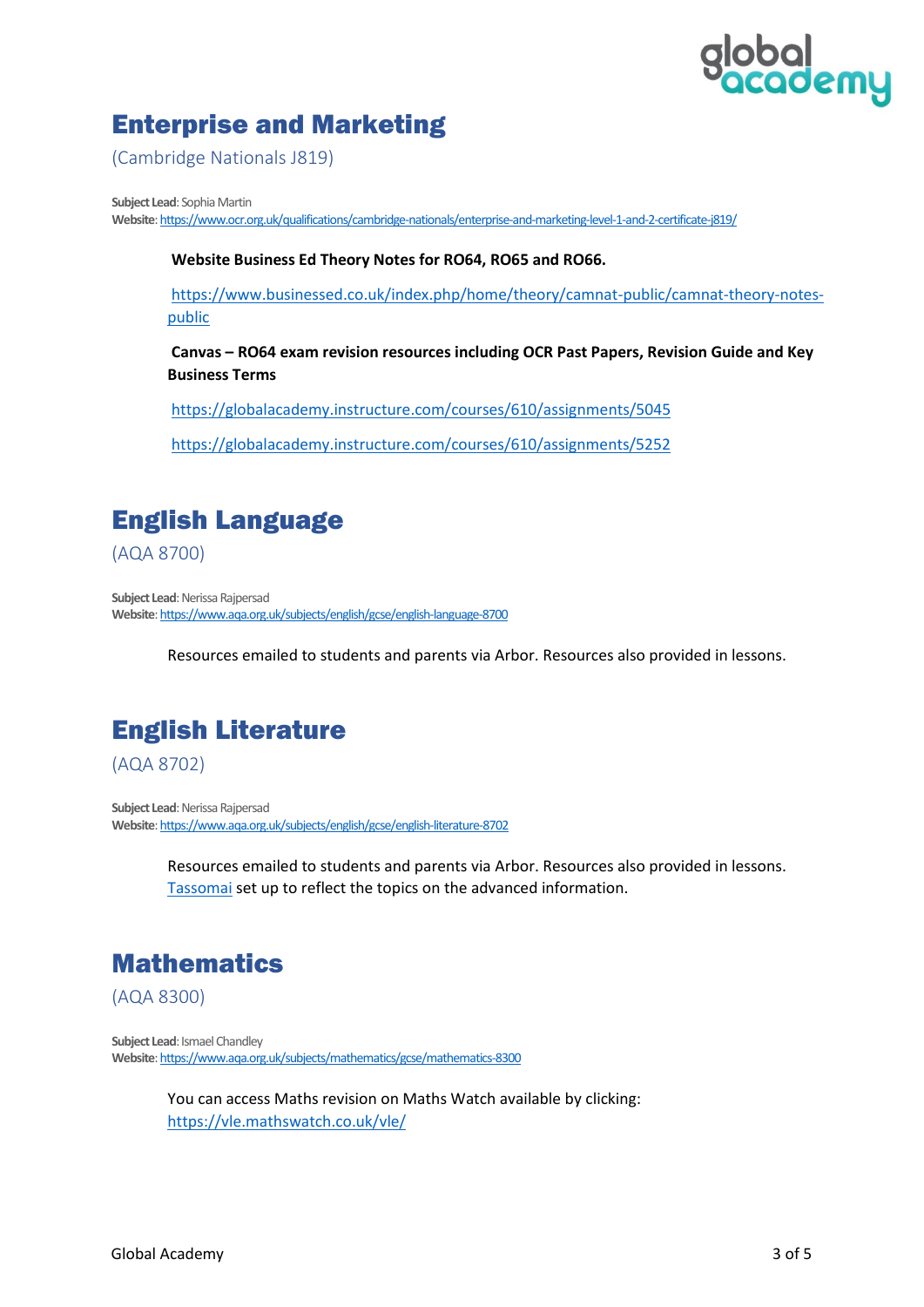## Enterprise and Marketing

(Cambridge Nationals J819)

**Subject Lead**: Sophia Martin
**Website**: https://www.ocr.org.uk/qualifications/cambridge-nationals/enterprise-and-marketing-level-1-and-2-certificate-j819/

**Website Business Ed Theory Notes for RO64, RO65 and RO66.**

https://www.businessed.co.uk/index.php/home/theory/camnat-public/camnat-theory-notes-public

**Canvas – RO64 exam revision resources including OCR Past Papers, Revision Guide and Key Business Terms**

https://globalacademy.instructure.com/courses/610/assignments/5045

https://globalacademy.instructure.com/courses/610/assignments/5252

## English Language

(AQA 8700)

**Subject Lead**: Nerissa Rajpersad
**Website**: https://www.aqa.org.uk/subjects/english/gcse/english-language-8700

Resources emailed to students and parents via Arbor. Resources also provided in lessons.

## English Literature

(AQA 8702)

**Subject Lead**: Nerissa Rajpersad
**Website**: https://www.aqa.org.uk/subjects/english/gcse/english-literature-8702

Resources emailed to students and parents via Arbor. Resources also provided in lessons. Tassomai set up to reflect the topics on the advanced information.

## Mathematics

(AQA 8300)

**Subject Lead**: Ismael Chandley
**Website**: https://www.aqa.org.uk/subjects/mathematics/gcse/mathematics-8300

You can access Maths revision on Maths Watch available by clicking:
https://vle.mathswatch.co.uk/vle/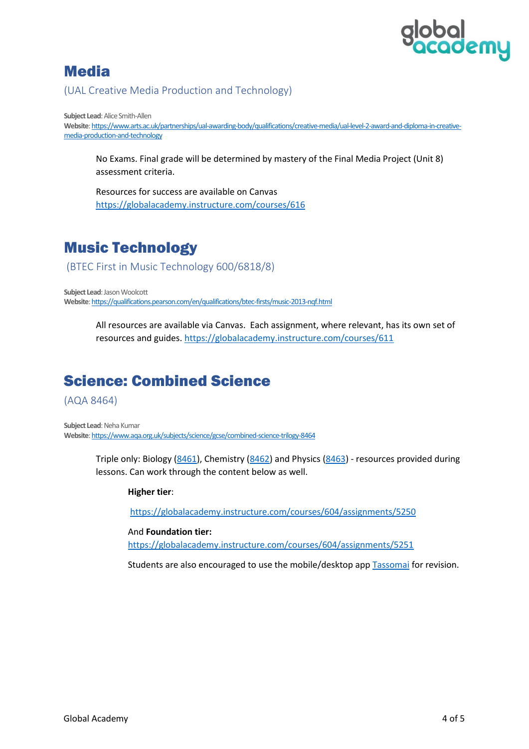## Media

(UAL Creative Media Production and Technology)

**Subject Lead**: Alice Smith-Allen
**Website**: https://www.arts.ac.uk/partnerships/ual-awarding-body/qualifications/creative-media/ual-level-2-award-and-diploma-in-creative-media-production-and-technology

No Exams. Final grade will be determined by mastery of the Final Media Project (Unit 8) assessment criteria.

Resources for success are available on Canvas
https://globalacademy.instructure.com/courses/616

## Music Technology

(BTEC First in Music Technology 600/6818/8)

**Subject Lead**: Jason Woolcott
**Website**: https://qualifications.pearson.com/en/qualifications/btec-firsts/music-2013-nqf.html

All resources are available via Canvas. Each assignment, where relevant, has its own set of resources and guides. https://globalacademy.instructure.com/courses/611

## Science: Combined Science

(AQA 8464)

**Subject Lead**: Neha Kumar
**Website**: https://www.aqa.org.uk/subjects/science/gcse/combined-science-trilogy-8464

Triple only: Biology (8461), Chemistry (8462) and Physics (8463) - resources provided during lessons. Can work through the content below as well.

**Higher tier**:

https://globalacademy.instructure.com/courses/604/assignments/5250

And **Foundation tier:**
https://globalacademy.instructure.com/courses/604/assignments/5251

Students are also encouraged to use the mobile/desktop app Tassomai for revision.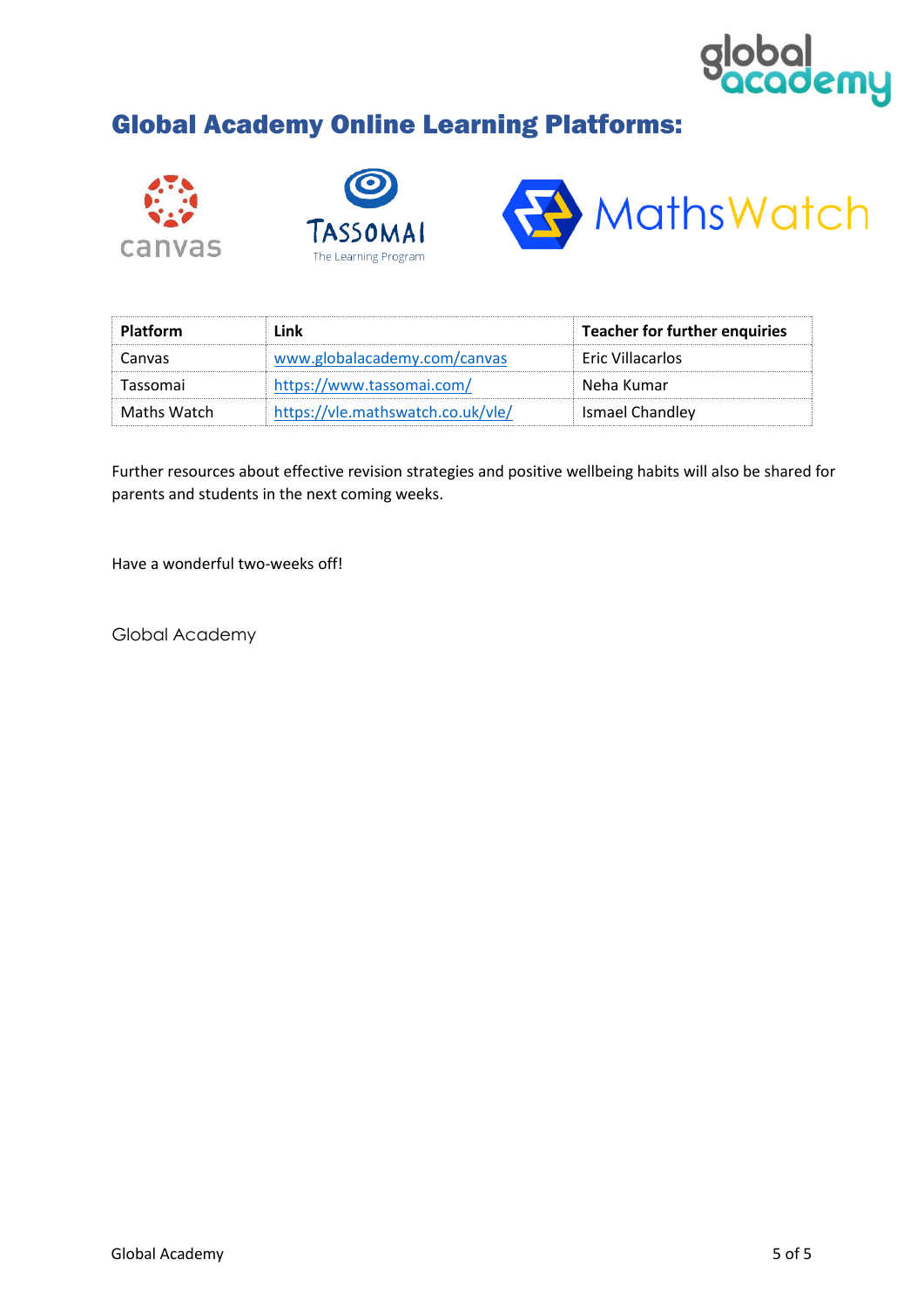## Global Academy Online Learning Platforms:

| Platform | Link | Teacher for further enquiries |
| --- | --- | --- |
| Canvas | www.globalacademy.com/canvas | Eric Villacarlos |
| Tassomai | https://www.tassomai.com/ | Neha Kumar |
| Maths Watch | https://vle.mathswatch.co.uk/vle/ | Ismael Chandley |

Further resources about effective revision strategies and positive wellbeing habits will also be shared for parents and students in the next coming weeks.

Have a wonderful two-weeks off!

Global Academy